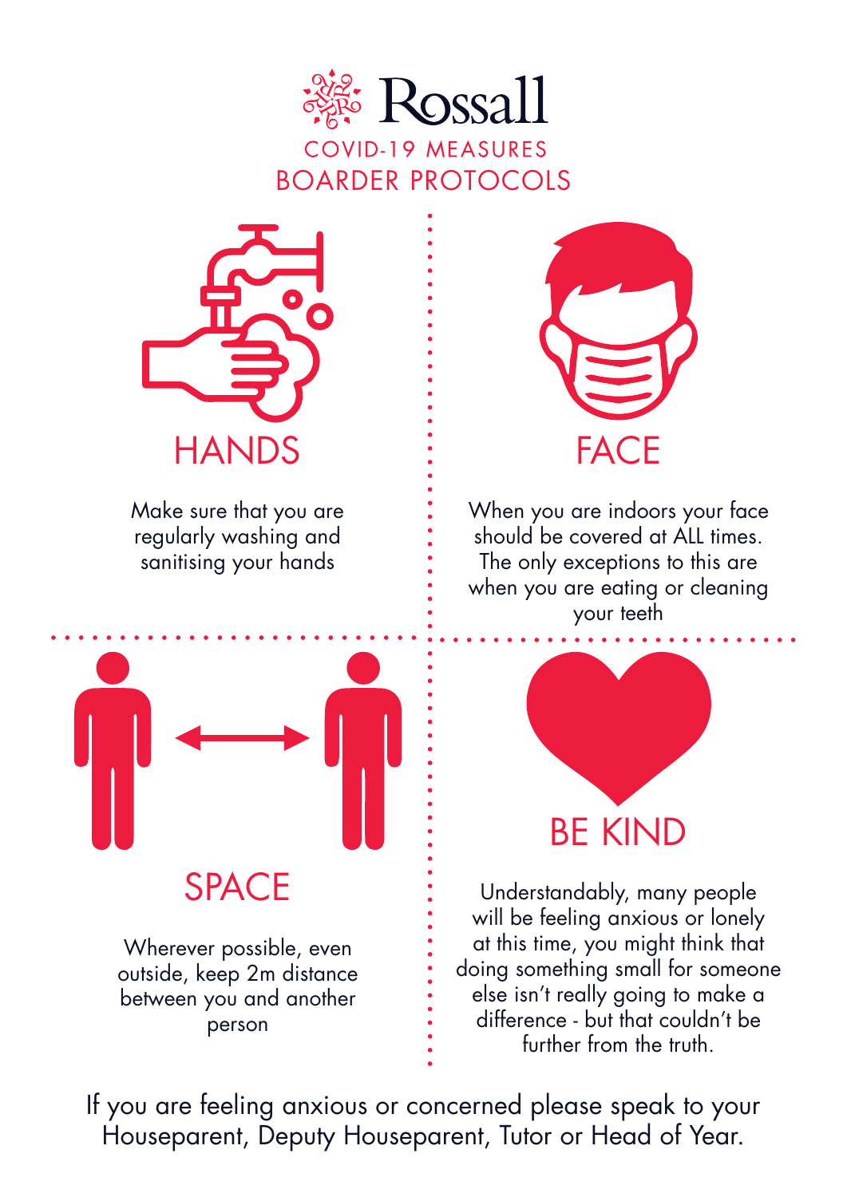# Rossall

## COVID-19 MEASURES
## BOARDER PROTOCOLS

### HANDS

Make sure that you are regularly washing and sanitising your hands

### FACE

When you are indoors your face should be covered at ALL times. The only exceptions to this are when you are eating or cleaning your teeth

### SPACE

Wherever possible, even outside, keep 2m distance between you and another person

### BE KIND

Understandably, many people will be feeling anxious or lonely at this time, you might think that doing something small for someone else isn't really going to make a difference - but that couldn't be further from the truth.

If you are feeling anxious or concerned please speak to your Houseparent, Deputy Houseparent, Tutor or Head of Year.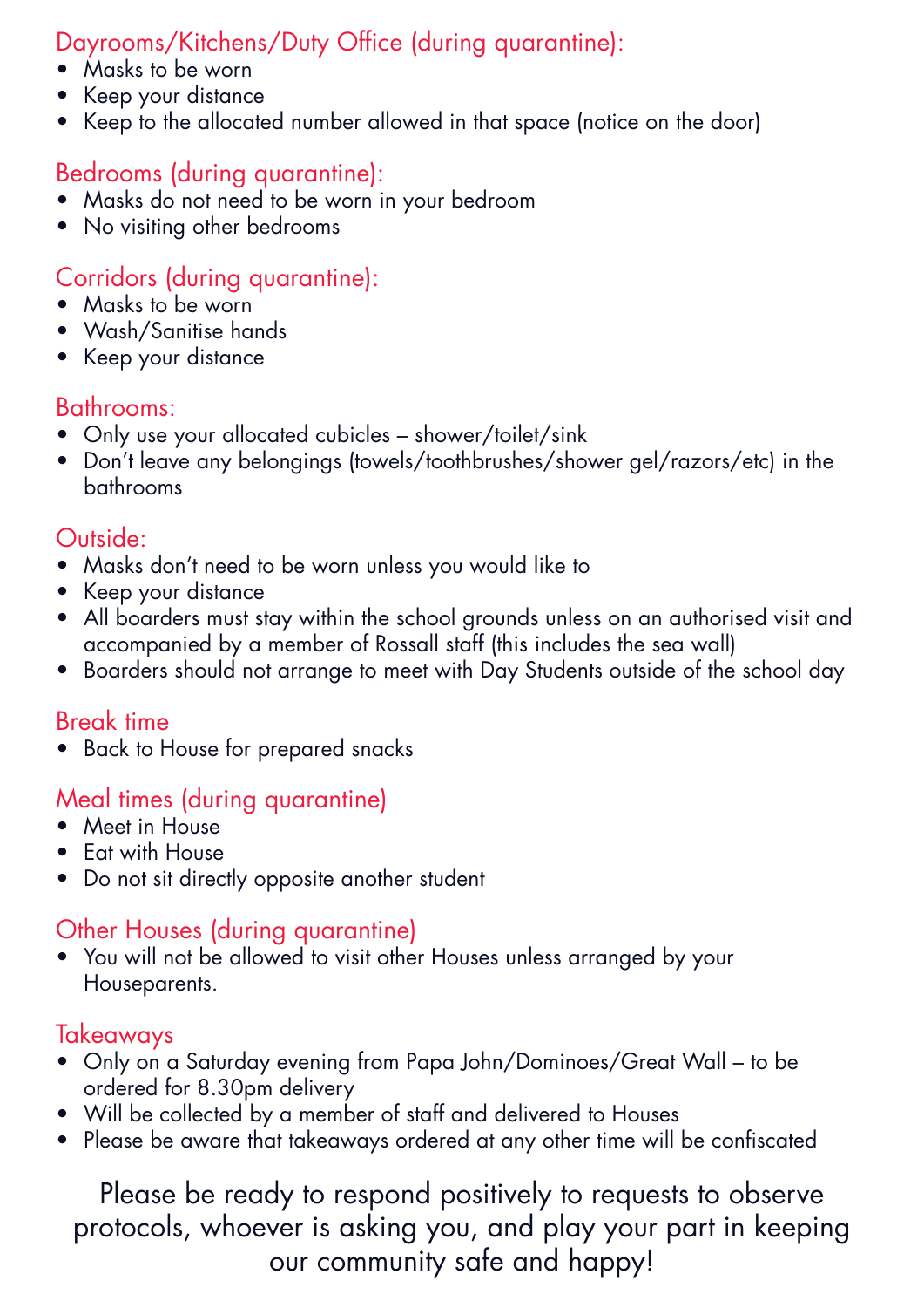## Dayrooms/Kitchens/Duty Office (during quarantine):

- Masks to be worn
- Keep your distance
- Keep to the allocated number allowed in that space (notice on the door)

## Bedrooms (during quarantine):

- Masks do not need to be worn in your bedroom
- No visiting other bedrooms

## Corridors (during quarantine):

- Masks to be worn
- Wash/Sanitise hands
- Keep your distance

## Bathrooms:

- Only use your allocated cubicles – shower/toilet/sink
- Don't leave any belongings (towels/toothbrushes/shower gel/razors/etc) in the bathrooms

## Outside:

- Masks don't need to be worn unless you would like to
- Keep your distance
- All boarders must stay within the school grounds unless on an authorised visit and accompanied by a member of Rossall staff (this includes the sea wall)
- Boarders should not arrange to meet with Day Students outside of the school day

## Break time

- Back to House for prepared snacks

## Meal times (during quarantine)

- Meet in House
- Eat with House
- Do not sit directly opposite another student

## Other Houses (during quarantine)

- You will not be allowed to visit other Houses unless arranged by your Houseparents.

## Takeaways

- Only on a Saturday evening from Papa John/Dominoes/Great Wall – to be ordered for 8.30pm delivery
- Will be collected by a member of staff and delivered to Houses
- Please be aware that takeaways ordered at any other time will be confiscated

Please be ready to respond positively to requests to observe protocols, whoever is asking you, and play your part in keeping our community safe and happy!